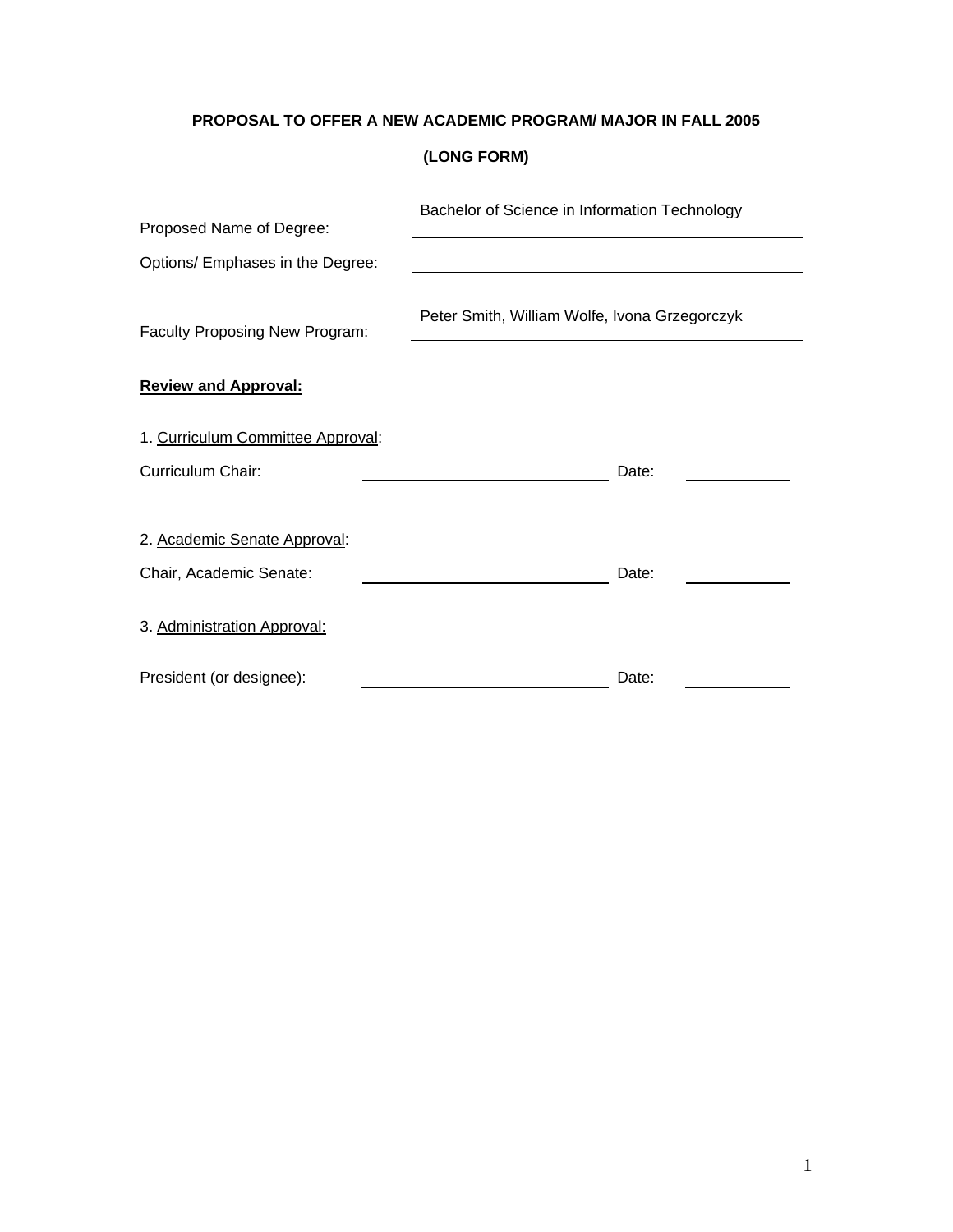# PROPOSAL TO OFFER A NEW ACADEMIC PROGRAM/ MAJOR IN FALL 2005

## (LONG FORM)

Proposed Name of Degree: Bachelor of Science in Information Technology

Options/ Emphases in the Degree: ______________________

Faculty Proposing New Program: Peter Smith, William Wolfe, Ivona Grzegorczyk

**Review and Approval:**

1. Curriculum Committee Approval:

Curriculum Chair: ______________________ Date: ____________

2. Academic Senate Approval:

Chair, Academic Senate: ______________________ Date: ____________

3. Administration Approval:

President (or designee): ______________________ Date: ____________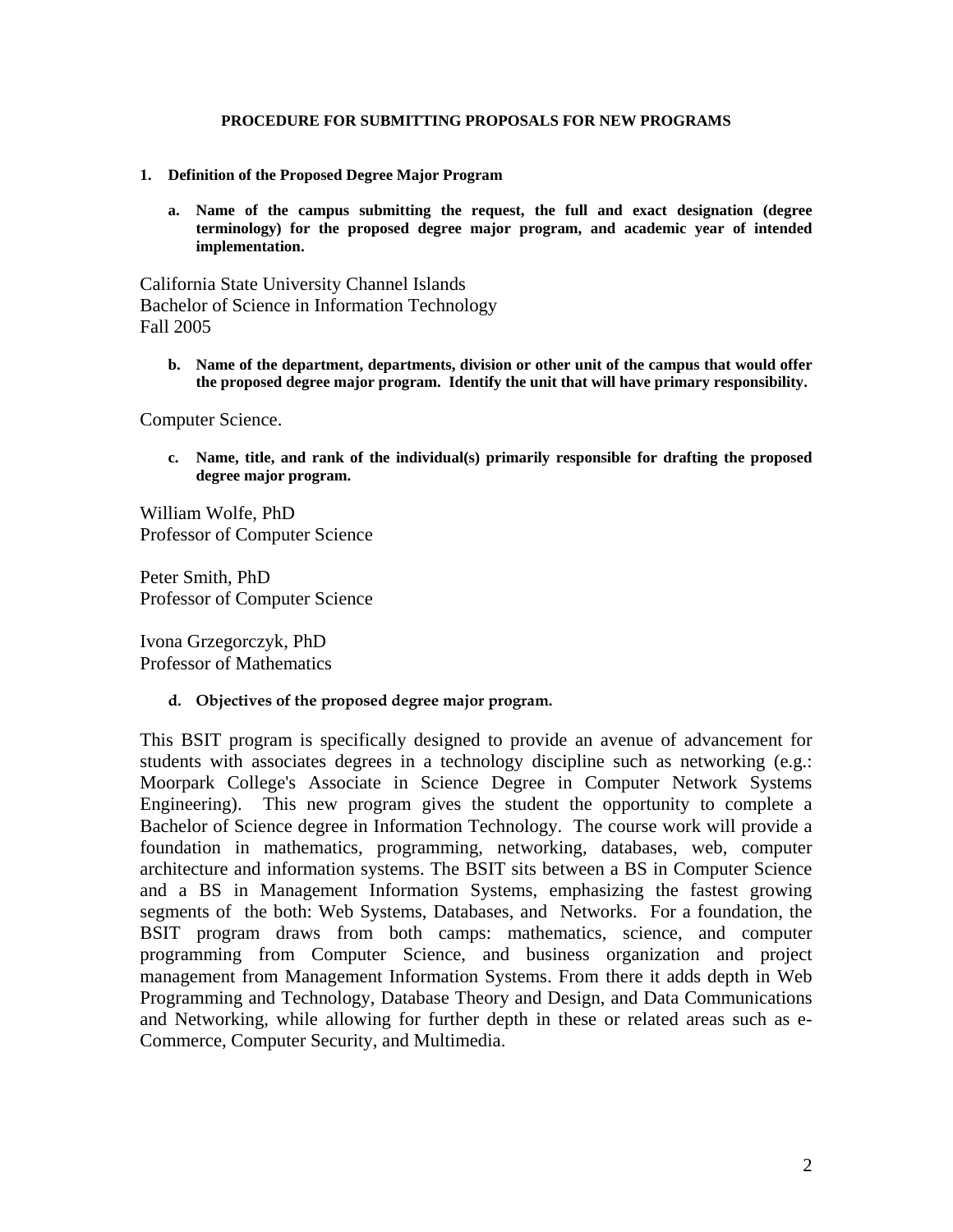**PROCEDURE FOR SUBMITTING PROPOSALS FOR NEW PROGRAMS**

**1. Definition of the Proposed Degree Major Program**

**a. Name of the campus submitting the request, the full and exact designation (degree terminology) for the proposed degree major program, and academic year of intended implementation.**

California State University Channel Islands
Bachelor of Science in Information Technology
Fall 2005

**b. Name of the department, departments, division or other unit of the campus that would offer the proposed degree major program. Identify the unit that will have primary responsibility.**

Computer Science.

**c. Name, title, and rank of the individual(s) primarily responsible for drafting the proposed degree major program.**

William Wolfe, PhD
Professor of Computer Science

Peter Smith, PhD
Professor of Computer Science

Ivona Grzegorczyk, PhD
Professor of Mathematics

**d. Objectives of the proposed degree major program.**

This BSIT program is specifically designed to provide an avenue of advancement for students with associates degrees in a technology discipline such as networking (e.g.: Moorpark College's Associate in Science Degree in Computer Network Systems Engineering). This new program gives the student the opportunity to complete a Bachelor of Science degree in Information Technology. The course work will provide a foundation in mathematics, programming, networking, databases, web, computer architecture and information systems. The BSIT sits between a BS in Computer Science and a BS in Management Information Systems, emphasizing the fastest growing segments of the both: Web Systems, Databases, and Networks. For a foundation, the BSIT program draws from both camps: mathematics, science, and computer programming from Computer Science, and business organization and project management from Management Information Systems. From there it adds depth in Web Programming and Technology, Database Theory and Design, and Data Communications and Networking, while allowing for further depth in these or related areas such as e-Commerce, Computer Security, and Multimedia.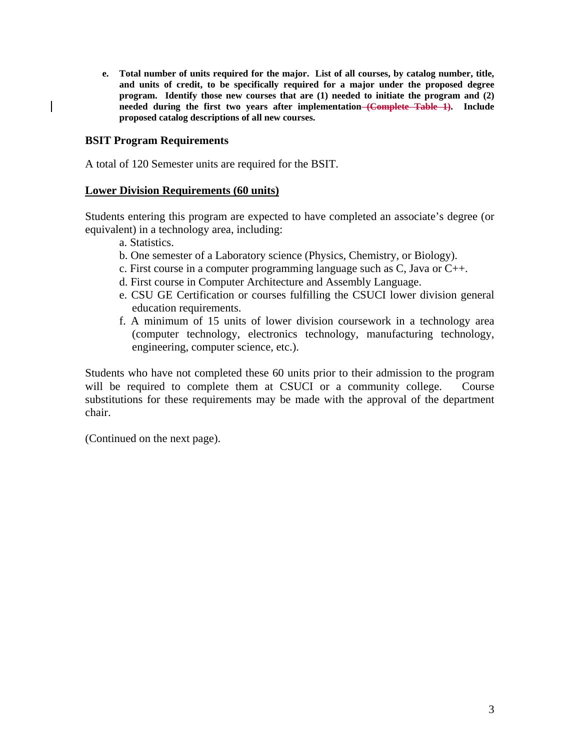**e. Total number of units required for the major. List of all courses, by catalog number, title, and units of credit, to be specifically required for a major under the proposed degree program. Identify those new courses that are (1) needed to initiate the program and (2) needed during the first two years after implementation ~~(Complete Table 1)~~. Include proposed catalog descriptions of all new courses.**

## BSIT Program Requirements

A total of 120 Semester units are required for the BSIT.

### Lower Division Requirements (60 units)

Students entering this program are expected to have completed an associate's degree (or equivalent) in a technology area, including:

a. Statistics.
b. One semester of a Laboratory science (Physics, Chemistry, or Biology).
c. First course in a computer programming language such as C, Java or C++.
d. First course in Computer Architecture and Assembly Language.
e. CSU GE Certification or courses fulfilling the CSUCI lower division general education requirements.
f. A minimum of 15 units of lower division coursework in a technology area (computer technology, electronics technology, manufacturing technology, engineering, computer science, etc.).

Students who have not completed these 60 units prior to their admission to the program will be required to complete them at CSUCI or a community college. Course substitutions for these requirements may be made with the approval of the department chair.

(Continued on the next page).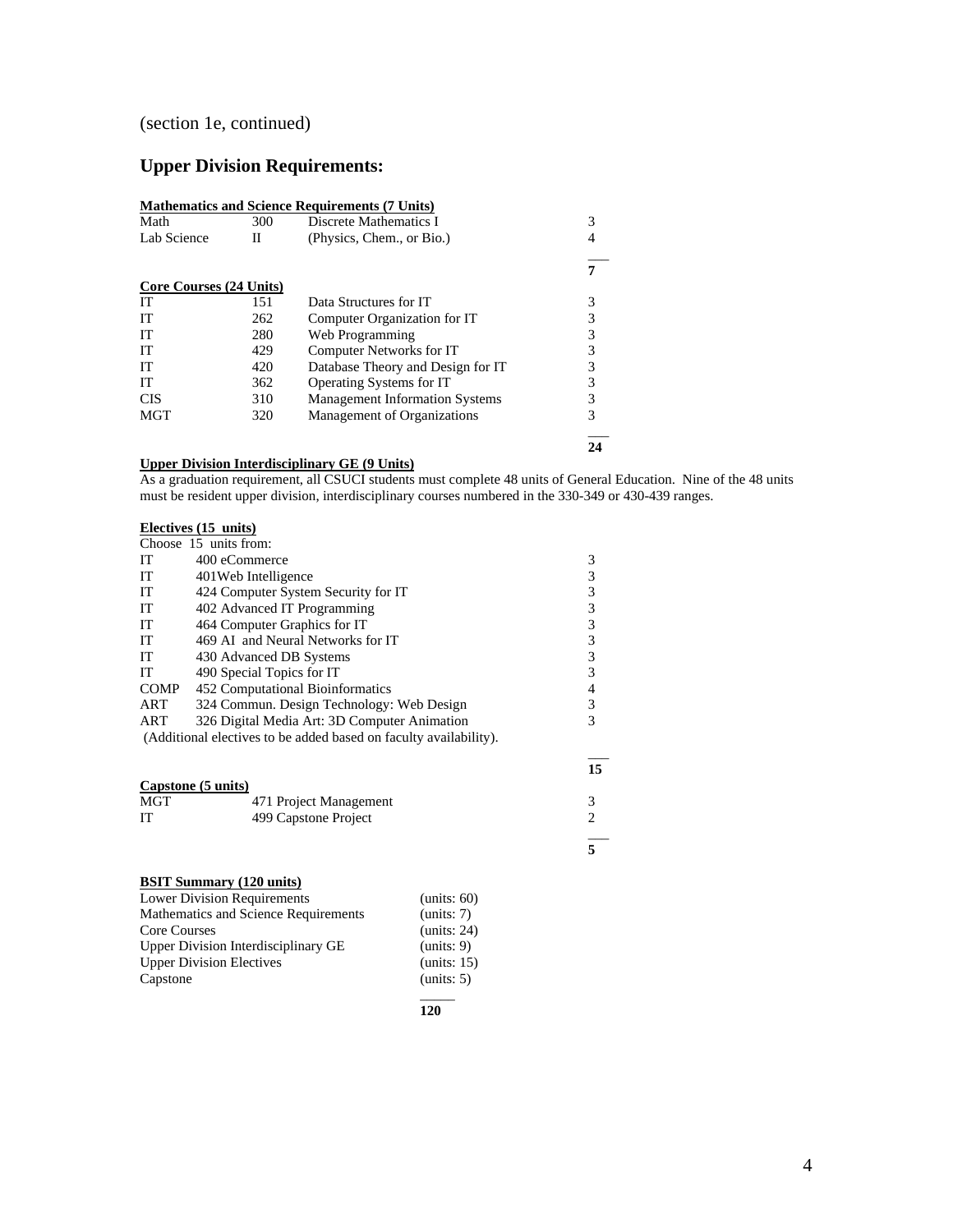(section 1e, continued)

## Upper Division Requirements:

**Mathematics and Science Requirements (7 Units)**

| | | | |
|---|---|---|---|
| Math | 300 | Discrete Mathematics I | 3 |
| Lab Science | II | (Physics, Chem., or Bio.) | 4 |
| | | | **7** |

**Core Courses (24 Units)**

| | | | |
|---|---|---|---|
| IT | 151 | Data Structures for IT | 3 |
| IT | 262 | Computer Organization for IT | 3 |
| IT | 280 | Web Programming | 3 |
| IT | 429 | Computer Networks for IT | 3 |
| IT | 420 | Database Theory and Design for IT | 3 |
| IT | 362 | Operating Systems for IT | 3 |
| CIS | 310 | Management Information Systems | 3 |
| MGT | 320 | Management of Organizations | 3 |
| | | | **24** |

**Upper Division Interdisciplinary GE (9 Units)**

As a graduation requirement, all CSUCI students must complete 48 units of General Education. Nine of the 48 units must be resident upper division, interdisciplinary courses numbered in the 330-349 or 430-439 ranges.

**Electives (15 units)**

Choose 15 units from:

| | | |
|---|---|---|
| IT | 400 eCommerce | 3 |
| IT | 401Web Intelligence | 3 |
| IT | 424 Computer System Security for IT | 3 |
| IT | 402 Advanced IT Programming | 3 |
| IT | 464 Computer Graphics for IT | 3 |
| IT | 469 AI and Neural Networks for IT | 3 |
| IT | 430 Advanced DB Systems | 3 |
| IT | 490 Special Topics for IT | 3 |
| COMP | 452 Computational Bioinformatics | 4 |
| ART | 324 Commun. Design Technology: Web Design | 3 |
| ART | 326 Digital Media Art: 3D Computer Animation | 3 |

(Additional electives to be added based on faculty availability).

**15**

**Capstone (5 units)**

| | | |
|---|---|---|
| MGT | 471 Project Management | 3 |
| IT | 499 Capstone Project | 2 |
| | | **5** |

**BSIT Summary (120 units)**

| | |
|---|---|
| Lower Division Requirements | (units: 60) |
| Mathematics and Science Requirements | (units: 7) |
| Core Courses | (units: 24) |
| Upper Division Interdisciplinary GE | (units: 9) |
| Upper Division Electives | (units: 15) |
| Capstone | (units: 5) |
| | **120** |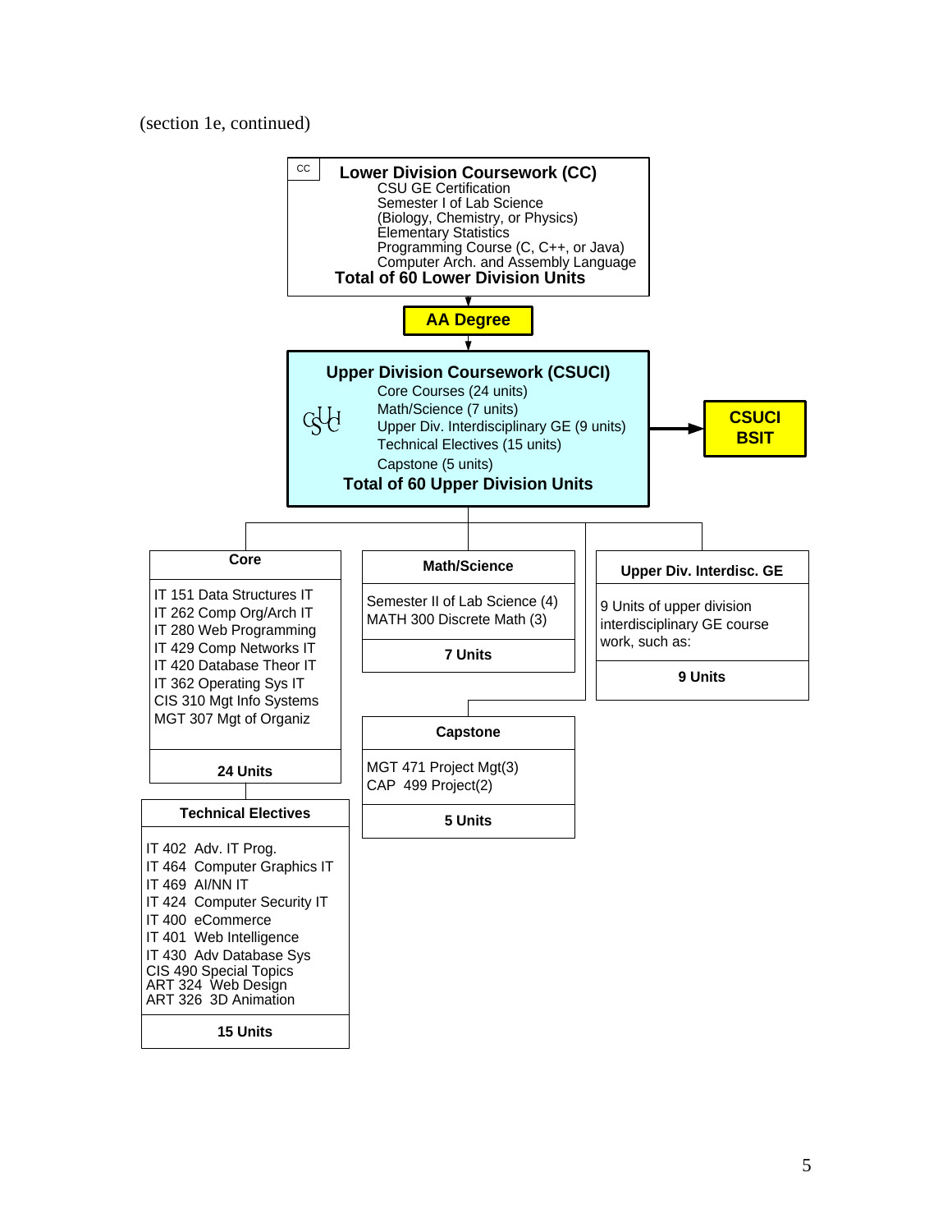(section 1e, continued)

**CC**

**Lower Division Coursework (CC)**

- CSU GE Certification
- Semester I of Lab Science (Biology, Chemistry, or Physics)
- Elementary Statistics
- Programming Course (C, C++, or Java)
- Computer Arch. and Assembly Language

**Total of 60 Lower Division Units**

↓

**AA Degree**

↓

**Upper Division Coursework (CSUCI)**

- Core Courses (24 units)
- Math/Science (7 units)
- Upper Div. Interdisciplinary GE (9 units)
- Technical Electives (15 units)
- Capstone (5 units)

**Total of 60 Upper Division Units**

→ **CSUCI BSIT**

**Core**

- IT 151 Data Structures IT
- IT 262 Comp Org/Arch IT
- IT 280 Web Programming
- IT 429 Comp Networks IT
- IT 420 Database Theor IT
- IT 362 Operating Sys IT
- CIS 310 Mgt Info Systems
- MGT 307 Mgt of Organiz

**24 Units**

**Math/Science**

- Semester II of Lab Science (4)
- MATH 300 Discrete Math (3)

**7 Units**

**Upper Div. Interdisc. GE**

9 Units of upper division interdisciplinary GE course work, such as:

**9 Units**

**Capstone**

- MGT 471 Project Mgt(3)
- CAP 499 Project(2)

**5 Units**

**Technical Electives**

- IT 402 Adv. IT Prog.
- IT 464 Computer Graphics IT
- IT 469 AI/NN IT
- IT 424 Computer Security IT
- IT 400 eCommerce
- IT 401 Web Intelligence
- IT 430 Adv Database Sys
- CIS 490 Special Topics
- ART 324 Web Design
- ART 326 3D Animation

**15 Units**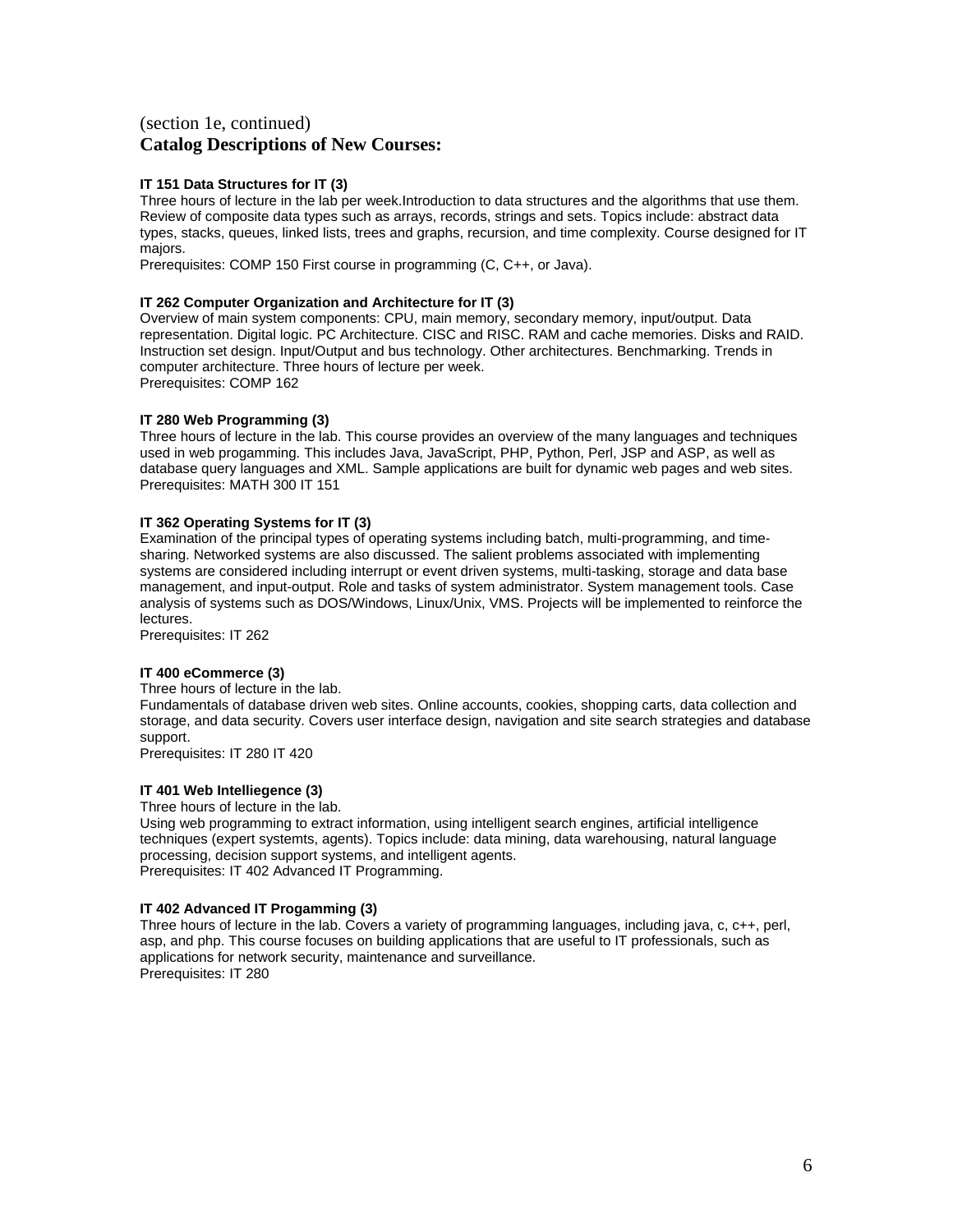(section 1e, continued)

## Catalog Descriptions of New Courses:

**IT 151 Data Structures for IT (3)**

Three hours of lecture in the lab per week.Introduction to data structures and the algorithms that use them. Review of composite data types such as arrays, records, strings and sets. Topics include: abstract data types, stacks, queues, linked lists, trees and graphs, recursion, and time complexity. Course designed for IT majors.

Prerequisites: COMP 150 First course in programming (C, C++, or Java).

**IT 262 Computer Organization and Architecture for IT (3)**

Overview of main system components: CPU, main memory, secondary memory, input/output. Data representation. Digital logic. PC Architecture. CISC and RISC. RAM and cache memories. Disks and RAID. Instruction set design. Input/Output and bus technology. Other architectures. Benchmarking. Trends in computer architecture. Three hours of lecture per week.

Prerequisites: COMP 162

**IT 280 Web Programming (3)**

Three hours of lecture in the lab. This course provides an overview of the many languages and techniques used in web progamming. This includes Java, JavaScript, PHP, Python, Perl, JSP and ASP, as well as database query languages and XML. Sample applications are built for dynamic web pages and web sites.

Prerequisites: MATH 300 IT 151

**IT 362 Operating Systems for IT (3)**

Examination of the principal types of operating systems including batch, multi-programming, and time-sharing. Networked systems are also discussed. The salient problems associated with implementing systems are considered including interrupt or event driven systems, multi-tasking, storage and data base management, and input-output. Role and tasks of system administrator. System management tools. Case analysis of systems such as DOS/Windows, Linux/Unix, VMS. Projects will be implemented to reinforce the lectures.

Prerequisites: IT 262

**IT 400 eCommerce (3)**

Three hours of lecture in the lab.

Fundamentals of database driven web sites. Online accounts, cookies, shopping carts, data collection and storage, and data security. Covers user interface design, navigation and site search strategies and database support.

Prerequisites: IT 280 IT 420

**IT 401 Web Intelliegence (3)**

Three hours of lecture in the lab.

Using web programming to extract information, using intelligent search engines, artificial intelligence techniques (expert systemts, agents). Topics include: data mining, data warehousing, natural language processing, decision support systems, and intelligent agents.

Prerequisites: IT 402 Advanced IT Programming.

**IT 402 Advanced IT Progamming (3)**

Three hours of lecture in the lab. Covers a variety of programming languages, including java, c, c++, perl, asp, and php. This course focuses on building applications that are useful to IT professionals, such as applications for network security, maintenance and surveillance.

Prerequisites: IT 280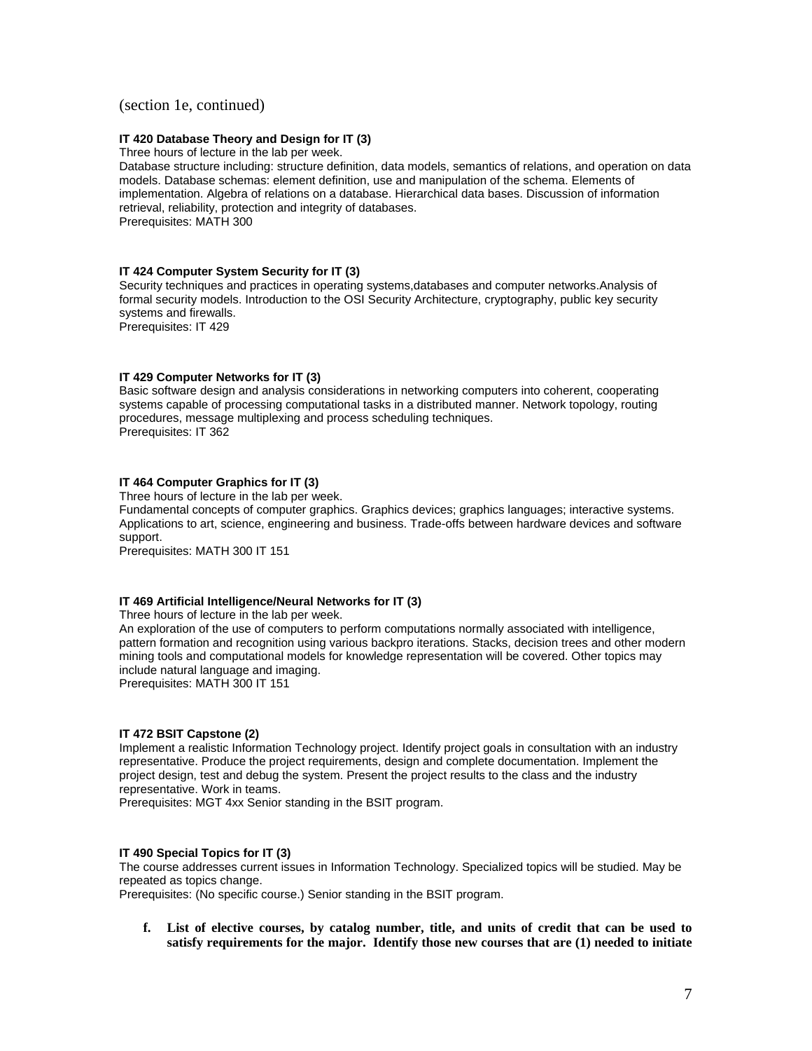(section 1e, continued)

**IT 420 Database Theory and Design for IT (3)**
Three hours of lecture in the lab per week.
Database structure including: structure definition, data models, semantics of relations, and operation on data models. Database schemas: element definition, use and manipulation of the schema. Elements of implementation. Algebra of relations on a database. Hierarchical data bases. Discussion of information retrieval, reliability, protection and integrity of databases.
Prerequisites: MATH 300

**IT 424 Computer System Security for IT (3)**
Security techniques and practices in operating systems,databases and computer networks.Analysis of formal security models. Introduction to the OSI Security Architecture, cryptography, public key security systems and firewalls.
Prerequisites: IT 429

**IT 429 Computer Networks for IT (3)**
Basic software design and analysis considerations in networking computers into coherent, cooperating systems capable of processing computational tasks in a distributed manner. Network topology, routing procedures, message multiplexing and process scheduling techniques.
Prerequisites: IT 362

**IT 464 Computer Graphics for IT (3)**
Three hours of lecture in the lab per week.
Fundamental concepts of computer graphics. Graphics devices; graphics languages; interactive systems. Applications to art, science, engineering and business. Trade-offs between hardware devices and software support.
Prerequisites: MATH 300 IT 151

**IT 469 Artificial Intelligence/Neural Networks for IT (3)**
Three hours of lecture in the lab per week.
An exploration of the use of computers to perform computations normally associated with intelligence, pattern formation and recognition using various backpro iterations. Stacks, decision trees and other modern mining tools and computational models for knowledge representation will be covered. Other topics may include natural language and imaging.
Prerequisites: MATH 300 IT 151

**IT 472 BSIT Capstone (2)**
Implement a realistic Information Technology project. Identify project goals in consultation with an industry representative. Produce the project requirements, design and complete documentation. Implement the project design, test and debug the system. Present the project results to the class and the industry representative. Work in teams.
Prerequisites: MGT 4xx Senior standing in the BSIT program.

**IT 490 Special Topics for IT (3)**
The course addresses current issues in Information Technology. Specialized topics will be studied. May be repeated as topics change.
Prerequisites: (No specific course.) Senior standing in the BSIT program.

f. **List of elective courses, by catalog number, title, and units of credit that can be used to satisfy requirements for the major. Identify those new courses that are (1) needed to initiate**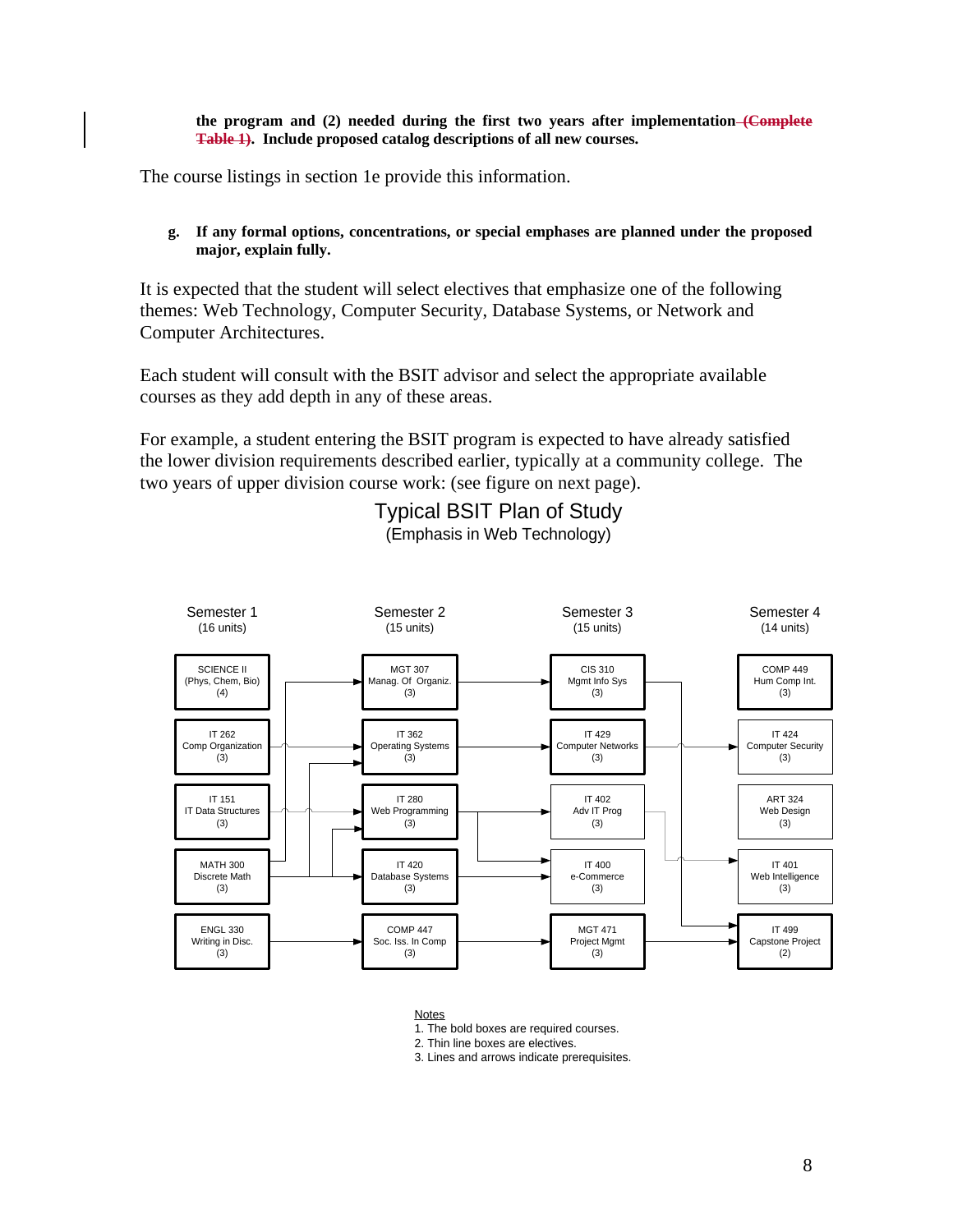**the program and (2) needed during the first two years after implementation ~~(Complete Table 1)~~. Include proposed catalog descriptions of all new courses.**

The course listings in section 1e provide this information.

**g. If any formal options, concentrations, or special emphases are planned under the proposed major, explain fully.**

It is expected that the student will select electives that emphasize one of the following themes: Web Technology, Computer Security, Database Systems, or Network and Computer Architectures.

Each student will consult with the BSIT advisor and select the appropriate available courses as they add depth in any of these areas.

For example, a student entering the BSIT program is expected to have already satisfied the lower division requirements described earlier, typically at a community college. The two years of upper division course work: (see figure on next page).

Typical BSIT Plan of Study
(Emphasis in Web Technology)

| Semester 1 (16 units) | Semester 2 (15 units) | Semester 3 (15 units) | Semester 4 (14 units) |
|---|---|---|---|
| SCIENCE II (Phys, Chem, Bio) (4) | MGT 307 Manag. Of Organiz. (3) | CIS 310 Mgmt Info Sys (3) | COMP 449 Hum Comp Int. (3) |
| IT 262 Comp Organization (3) | IT 362 Operating Systems (3) | IT 429 Computer Networks (3) | IT 424 Computer Security (3) |
| IT 151 IT Data Structures (3) | IT 280 Web Programming (3) | IT 402 Adv IT Prog (3) | ART 324 Web Design (3) |
| MATH 300 Discrete Math (3) | IT 420 Database Systems (3) | IT 400 e-Commerce (3) | IT 401 Web Intelligence (3) |
| ENGL 330 Writing in Disc. (3) | COMP 447 Soc. Iss. In Comp (3) | MGT 471 Project Mgmt (3) | IT 499 Capstone Project (2) |

Notes
1. The bold boxes are required courses.
2. Thin line boxes are electives.
3. Lines and arrows indicate prerequisites.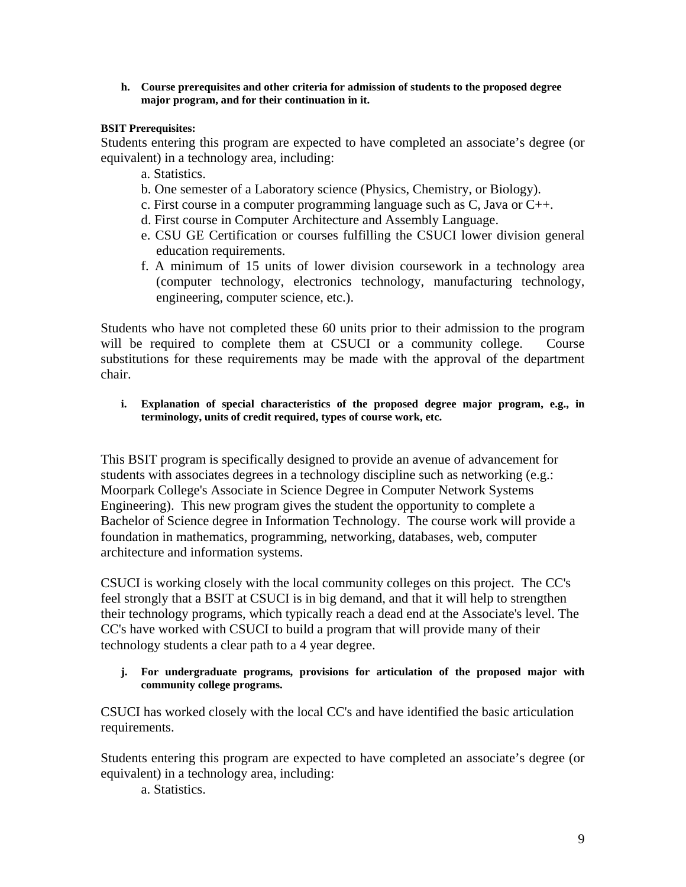**h. Course prerequisites and other criteria for admission of students to the proposed degree major program, and for their continuation in it.**

**BSIT Prerequisites:**

Students entering this program are expected to have completed an associate's degree (or equivalent) in a technology area, including:

a. Statistics.
b. One semester of a Laboratory science (Physics, Chemistry, or Biology).
c. First course in a computer programming language such as C, Java or C++.
d. First course in Computer Architecture and Assembly Language.
e. CSU GE Certification or courses fulfilling the CSUCI lower division general education requirements.
f. A minimum of 15 units of lower division coursework in a technology area (computer technology, electronics technology, manufacturing technology, engineering, computer science, etc.).

Students who have not completed these 60 units prior to their admission to the program will be required to complete them at CSUCI or a community college. Course substitutions for these requirements may be made with the approval of the department chair.

**i. Explanation of special characteristics of the proposed degree major program, e.g., in terminology, units of credit required, types of course work, etc.**

This BSIT program is specifically designed to provide an avenue of advancement for students with associates degrees in a technology discipline such as networking (e.g.: Moorpark College's Associate in Science Degree in Computer Network Systems Engineering). This new program gives the student the opportunity to complete a Bachelor of Science degree in Information Technology. The course work will provide a foundation in mathematics, programming, networking, databases, web, computer architecture and information systems.

CSUCI is working closely with the local community colleges on this project. The CC's feel strongly that a BSIT at CSUCI is in big demand, and that it will help to strengthen their technology programs, which typically reach a dead end at the Associate's level. The CC's have worked with CSUCI to build a program that will provide many of their technology students a clear path to a 4 year degree.

**j. For undergraduate programs, provisions for articulation of the proposed major with community college programs.**

CSUCI has worked closely with the local CC's and have identified the basic articulation requirements.

Students entering this program are expected to have completed an associate's degree (or equivalent) in a technology area, including:

a. Statistics.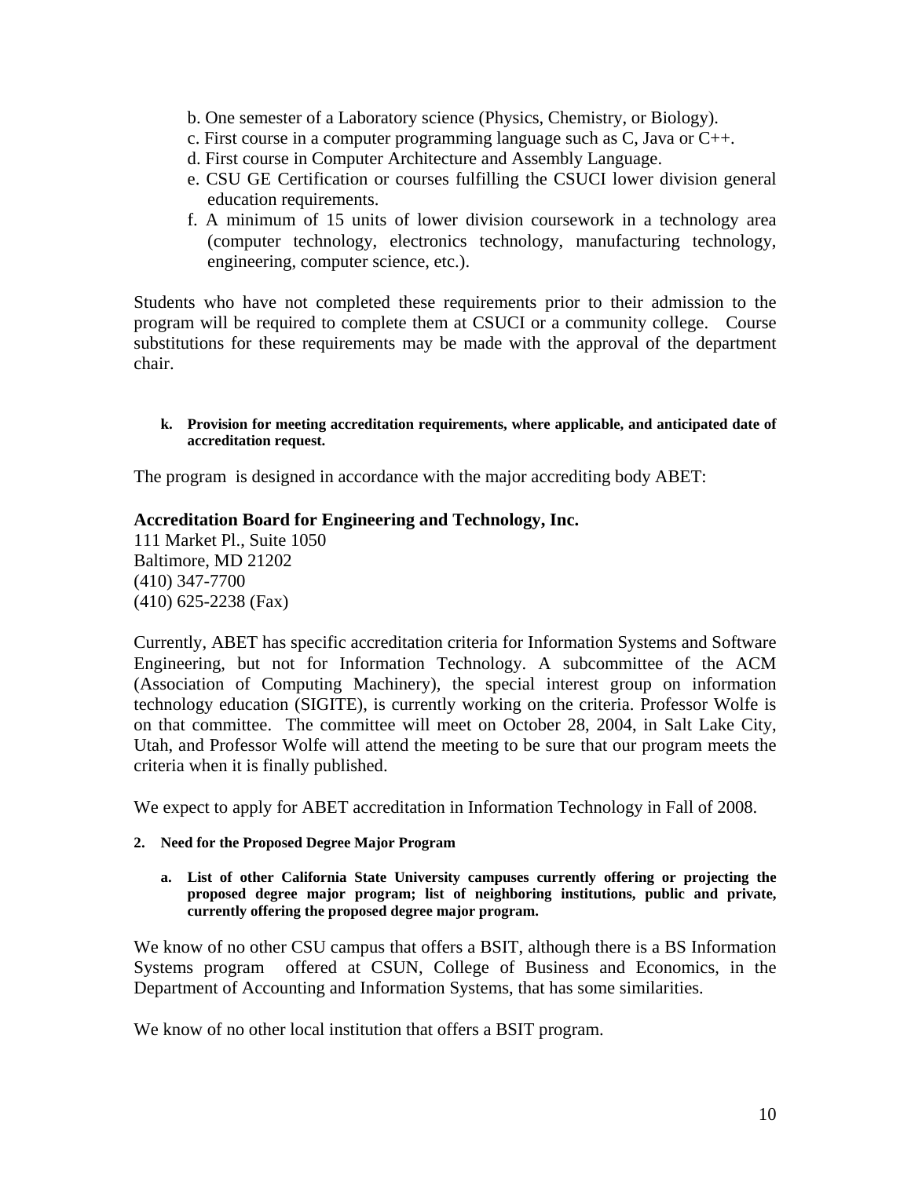b. One semester of a Laboratory science (Physics, Chemistry, or Biology).
c. First course in a computer programming language such as C, Java or C++.
d. First course in Computer Architecture and Assembly Language.
e. CSU GE Certification or courses fulfilling the CSUCI lower division general education requirements.
f. A minimum of 15 units of lower division coursework in a technology area (computer technology, electronics technology, manufacturing technology, engineering, computer science, etc.).

Students who have not completed these requirements prior to their admission to the program will be required to complete them at CSUCI or a community college. Course substitutions for these requirements may be made with the approval of the department chair.

**k. Provision for meeting accreditation requirements, where applicable, and anticipated date of accreditation request.**

The program is designed in accordance with the major accrediting body ABET:

**Accreditation Board for Engineering and Technology, Inc.**
111 Market Pl., Suite 1050
Baltimore, MD 21202
(410) 347-7700
(410) 625-2238 (Fax)

Currently, ABET has specific accreditation criteria for Information Systems and Software Engineering, but not for Information Technology. A subcommittee of the ACM (Association of Computing Machinery), the special interest group on information technology education (SIGITE), is currently working on the criteria. Professor Wolfe is on that committee. The committee will meet on October 28, 2004, in Salt Lake City, Utah, and Professor Wolfe will attend the meeting to be sure that our program meets the criteria when it is finally published.

We expect to apply for ABET accreditation in Information Technology in Fall of 2008.

**2. Need for the Proposed Degree Major Program**

**a. List of other California State University campuses currently offering or projecting the proposed degree major program; list of neighboring institutions, public and private, currently offering the proposed degree major program.**

We know of no other CSU campus that offers a BSIT, although there is a BS Information Systems program offered at CSUN, College of Business and Economics, in the Department of Accounting and Information Systems, that has some similarities.

We know of no other local institution that offers a BSIT program.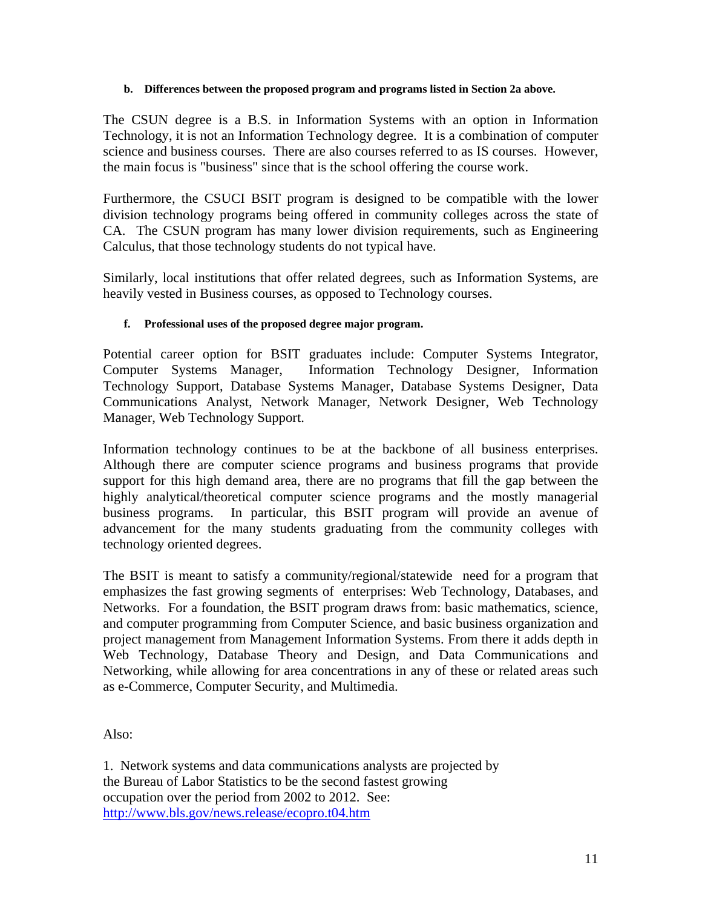**b. Differences between the proposed program and programs listed in Section 2a above.**

The CSUN degree is a B.S. in Information Systems with an option in Information Technology, it is not an Information Technology degree. It is a combination of computer science and business courses. There are also courses referred to as IS courses. However, the main focus is "business" since that is the school offering the course work.

Furthermore, the CSUCI BSIT program is designed to be compatible with the lower division technology programs being offered in community colleges across the state of CA. The CSUN program has many lower division requirements, such as Engineering Calculus, that those technology students do not typical have.

Similarly, local institutions that offer related degrees, such as Information Systems, are heavily vested in Business courses, as opposed to Technology courses.

**f. Professional uses of the proposed degree major program.**

Potential career option for BSIT graduates include: Computer Systems Integrator, Computer Systems Manager, Information Technology Designer, Information Technology Support, Database Systems Manager, Database Systems Designer, Data Communications Analyst, Network Manager, Network Designer, Web Technology Manager, Web Technology Support.

Information technology continues to be at the backbone of all business enterprises. Although there are computer science programs and business programs that provide support for this high demand area, there are no programs that fill the gap between the highly analytical/theoretical computer science programs and the mostly managerial business programs. In particular, this BSIT program will provide an avenue of advancement for the many students graduating from the community colleges with technology oriented degrees.

The BSIT is meant to satisfy a community/regional/statewide need for a program that emphasizes the fast growing segments of enterprises: Web Technology, Databases, and Networks. For a foundation, the BSIT program draws from: basic mathematics, science, and computer programming from Computer Science, and basic business organization and project management from Management Information Systems. From there it adds depth in Web Technology, Database Theory and Design, and Data Communications and Networking, while allowing for area concentrations in any of these or related areas such as e-Commerce, Computer Security, and Multimedia.

Also:

1. Network systems and data communications analysts are projected by the Bureau of Labor Statistics to be the second fastest growing occupation over the period from 2002 to 2012. See: http://www.bls.gov/news.release/ecopro.t04.htm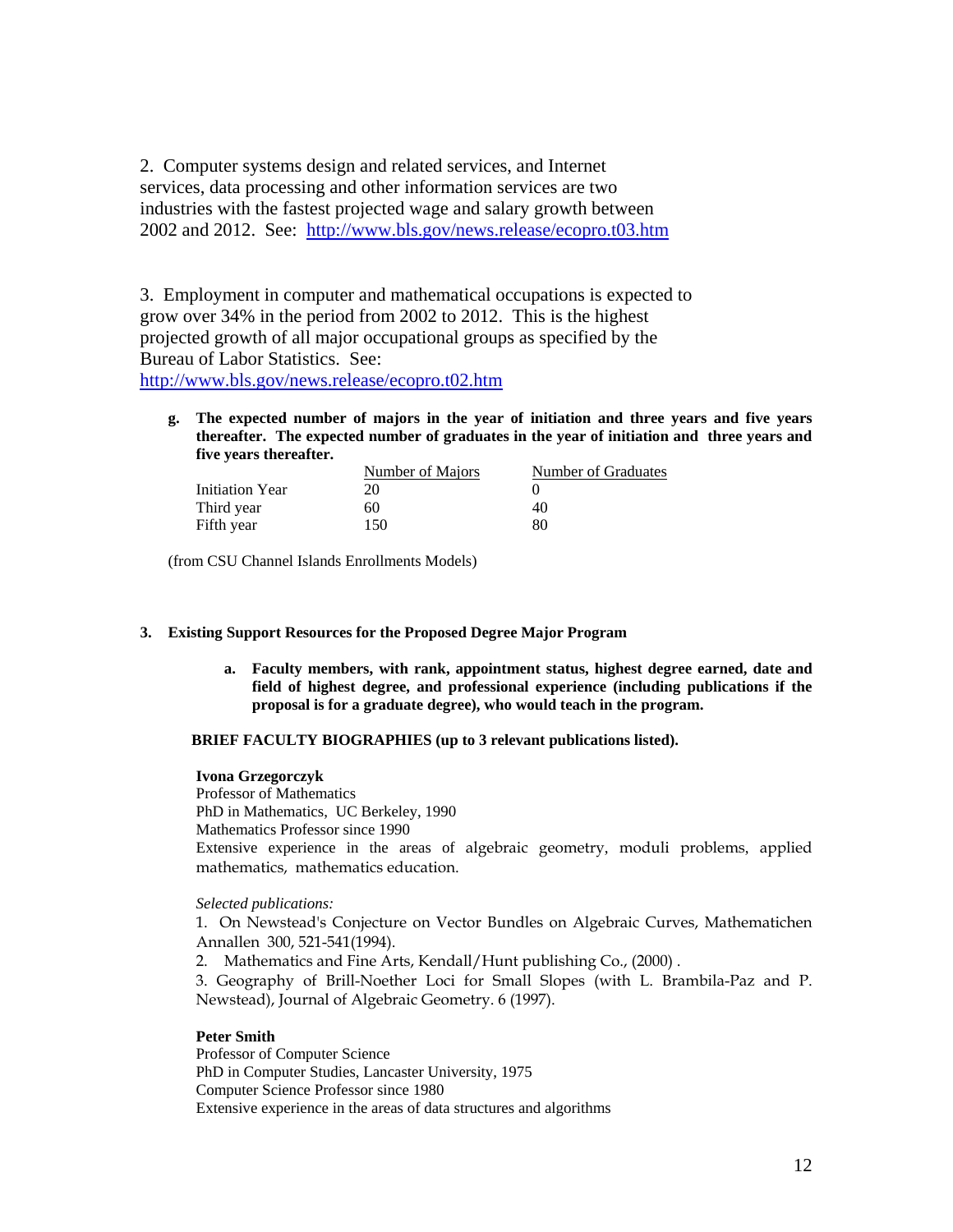2. Computer systems design and related services, and Internet services, data processing and other information services are two industries with the fastest projected wage and salary growth between 2002 and 2012. See: http://www.bls.gov/news.release/ecopro.t03.htm

3. Employment in computer and mathematical occupations is expected to grow over 34% in the period from 2002 to 2012. This is the highest projected growth of all major occupational groups as specified by the Bureau of Labor Statistics. See: http://www.bls.gov/news.release/ecopro.t02.htm

**g. The expected number of majors in the year of initiation and three years and five years thereafter. The expected number of graduates in the year of initiation and three years and five years thereafter.**

| | Number of Majors | Number of Graduates |
|---|---|---|
| Initiation Year | 20 | 0 |
| Third year | 60 | 40 |
| Fifth year | 150 | 80 |

(from CSU Channel Islands Enrollments Models)

## 3. Existing Support Resources for the Proposed Degree Major Program

**a. Faculty members, with rank, appointment status, highest degree earned, date and field of highest degree, and professional experience (including publications if the proposal is for a graduate degree), who would teach in the program.**

**BRIEF FACULTY BIOGRAPHIES (up to 3 relevant publications listed).**

**Ivona Grzegorczyk**
Professor of Mathematics
PhD in Mathematics, UC Berkeley, 1990
Mathematics Professor since 1990
Extensive experience in the areas of algebraic geometry, moduli problems, applied mathematics, mathematics education.

*Selected publications:*

1. On Newstead's Conjecture on Vector Bundles on Algebraic Curves, Mathematichen Annallen 300, 521-541(1994).
2. Mathematics and Fine Arts, Kendall/Hunt publishing Co., (2000) .
3. Geography of Brill-Noether Loci for Small Slopes (with L. Brambila-Paz and P. Newstead), Journal of Algebraic Geometry. 6 (1997).

**Peter Smith**
Professor of Computer Science
PhD in Computer Studies, Lancaster University, 1975
Computer Science Professor since 1980
Extensive experience in the areas of data structures and algorithms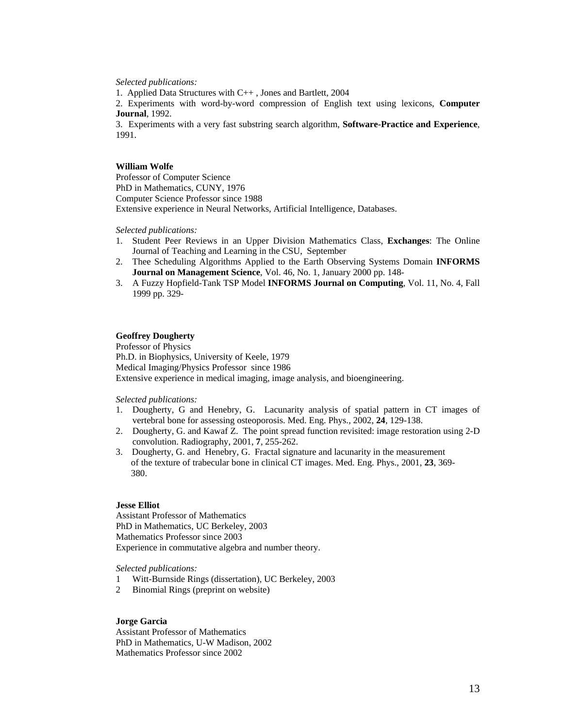*Selected publications:*

1. Applied Data Structures with C++ , Jones and Bartlett, 2004
2. Experiments with word-by-word compression of English text using lexicons, **Computer Journal**, 1992.
3. Experiments with a very fast substring search algorithm, **Software-Practice and Experience**, 1991.

**William Wolfe**
Professor of Computer Science
PhD in Mathematics, CUNY, 1976
Computer Science Professor since 1988
Extensive experience in Neural Networks, Artificial Intelligence, Databases.

*Selected publications:*

1. Student Peer Reviews in an Upper Division Mathematics Class, **Exchanges**: The Online Journal of Teaching and Learning in the CSU, September
2. Thee Scheduling Algorithms Applied to the Earth Observing Systems Domain **INFORMS Journal on Management Science**, Vol. 46, No. 1, January 2000 pp. 148-
3. A Fuzzy Hopfield-Tank TSP Model **INFORMS Journal on Computing**, Vol. 11, No. 4, Fall 1999 pp. 329-

**Geoffrey Dougherty**
Professor of Physics
Ph.D. in Biophysics, University of Keele, 1979
Medical Imaging/Physics Professor since 1986
Extensive experience in medical imaging, image analysis, and bioengineering.

*Selected publications:*

1. Dougherty, G and Henebry, G. Lacunarity analysis of spatial pattern in CT images of vertebral bone for assessing osteoporosis. Med. Eng. Phys., 2002, **24**, 129-138.
2. Dougherty, G. and Kawaf Z. The point spread function revisited: image restoration using 2-D convolution. Radiography, 2001, **7**, 255-262.
3. Dougherty, G. and Henebry, G. Fractal signature and lacunarity in the measurement of the texture of trabecular bone in clinical CT images. Med. Eng. Phys., 2001, **23**, 369-380.

**Jesse Elliot**
Assistant Professor of Mathematics
PhD in Mathematics, UC Berkeley, 2003
Mathematics Professor since 2003
Experience in commutative algebra and number theory.

*Selected publications:*

1 Witt-Burnside Rings (dissertation), UC Berkeley, 2003
2 Binomial Rings (preprint on website)

**Jorge Garcia**
Assistant Professor of Mathematics
PhD in Mathematics, U-W Madison, 2002
Mathematics Professor since 2002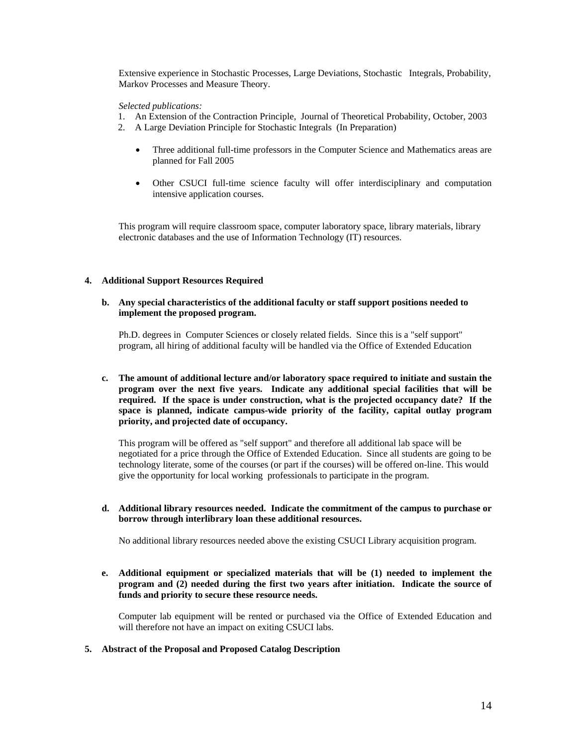Extensive experience in Stochastic Processes, Large Deviations, Stochastic Integrals, Probability, Markov Processes and Measure Theory.

*Selected publications:*

1. An Extension of the Contraction Principle, Journal of Theoretical Probability, October, 2003
2. A Large Deviation Principle for Stochastic Integrals (In Preparation)

- Three additional full-time professors in the Computer Science and Mathematics areas are planned for Fall 2005
- Other CSUCI full-time science faculty will offer interdisciplinary and computation intensive application courses.

This program will require classroom space, computer laboratory space, library materials, library electronic databases and the use of Information Technology (IT) resources.

**4. Additional Support Resources Required**

**b. Any special characteristics of the additional faculty or staff support positions needed to implement the proposed program.**

Ph.D. degrees in Computer Sciences or closely related fields. Since this is a "self support" program, all hiring of additional faculty will be handled via the Office of Extended Education

**c. The amount of additional lecture and/or laboratory space required to initiate and sustain the program over the next five years. Indicate any additional special facilities that will be required. If the space is under construction, what is the projected occupancy date? If the space is planned, indicate campus-wide priority of the facility, capital outlay program priority, and projected date of occupancy.**

This program will be offered as "self support" and therefore all additional lab space will be negotiated for a price through the Office of Extended Education. Since all students are going to be technology literate, some of the courses (or part if the courses) will be offered on-line. This would give the opportunity for local working professionals to participate in the program.

**d. Additional library resources needed. Indicate the commitment of the campus to purchase or borrow through interlibrary loan these additional resources.**

No additional library resources needed above the existing CSUCI Library acquisition program.

**e. Additional equipment or specialized materials that will be (1) needed to implement the program and (2) needed during the first two years after initiation. Indicate the source of funds and priority to secure these resource needs.**

Computer lab equipment will be rented or purchased via the Office of Extended Education and will therefore not have an impact on exiting CSUCI labs.

**5. Abstract of the Proposal and Proposed Catalog Description**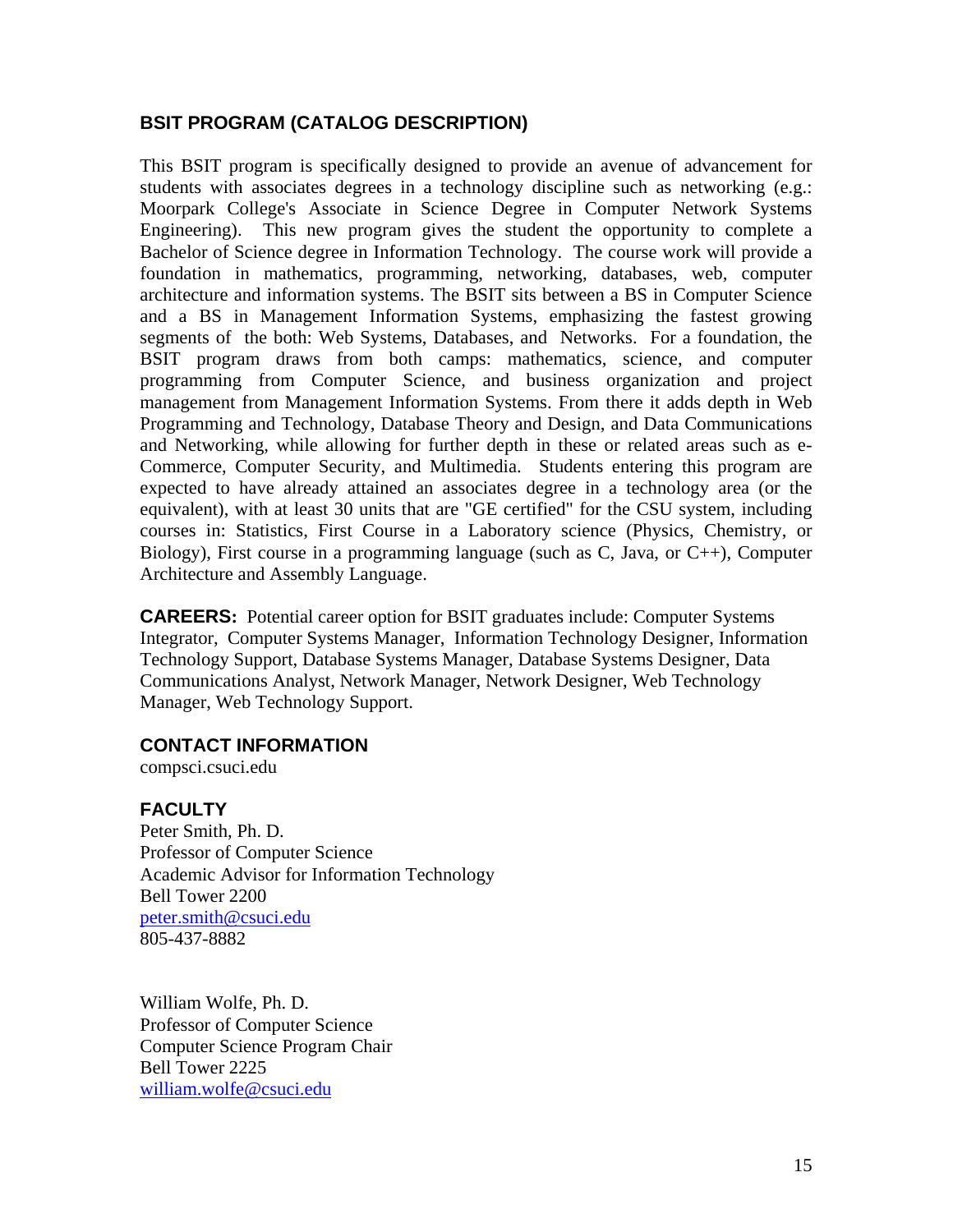## BSIT PROGRAM (CATALOG DESCRIPTION)

This BSIT program is specifically designed to provide an avenue of advancement for students with associates degrees in a technology discipline such as networking (e.g.: Moorpark College's Associate in Science Degree in Computer Network Systems Engineering). This new program gives the student the opportunity to complete a Bachelor of Science degree in Information Technology. The course work will provide a foundation in mathematics, programming, networking, databases, web, computer architecture and information systems. The BSIT sits between a BS in Computer Science and a BS in Management Information Systems, emphasizing the fastest growing segments of the both: Web Systems, Databases, and Networks. For a foundation, the BSIT program draws from both camps: mathematics, science, and computer programming from Computer Science, and business organization and project management from Management Information Systems. From there it adds depth in Web Programming and Technology, Database Theory and Design, and Data Communications and Networking, while allowing for further depth in these or related areas such as e-Commerce, Computer Security, and Multimedia. Students entering this program are expected to have already attained an associates degree in a technology area (or the equivalent), with at least 30 units that are "GE certified" for the CSU system, including courses in: Statistics, First Course in a Laboratory science (Physics, Chemistry, or Biology), First course in a programming language (such as C, Java, or C++), Computer Architecture and Assembly Language.

**CAREERS:** Potential career option for BSIT graduates include: Computer Systems Integrator, Computer Systems Manager, Information Technology Designer, Information Technology Support, Database Systems Manager, Database Systems Designer, Data Communications Analyst, Network Manager, Network Designer, Web Technology Manager, Web Technology Support.

### CONTACT INFORMATION

compsci.csuci.edu

### FACULTY

Peter Smith, Ph. D.
Professor of Computer Science
Academic Advisor for Information Technology
Bell Tower 2200
peter.smith@csuci.edu
805-437-8882

William Wolfe, Ph. D.
Professor of Computer Science
Computer Science Program Chair
Bell Tower 2225
william.wolfe@csuci.edu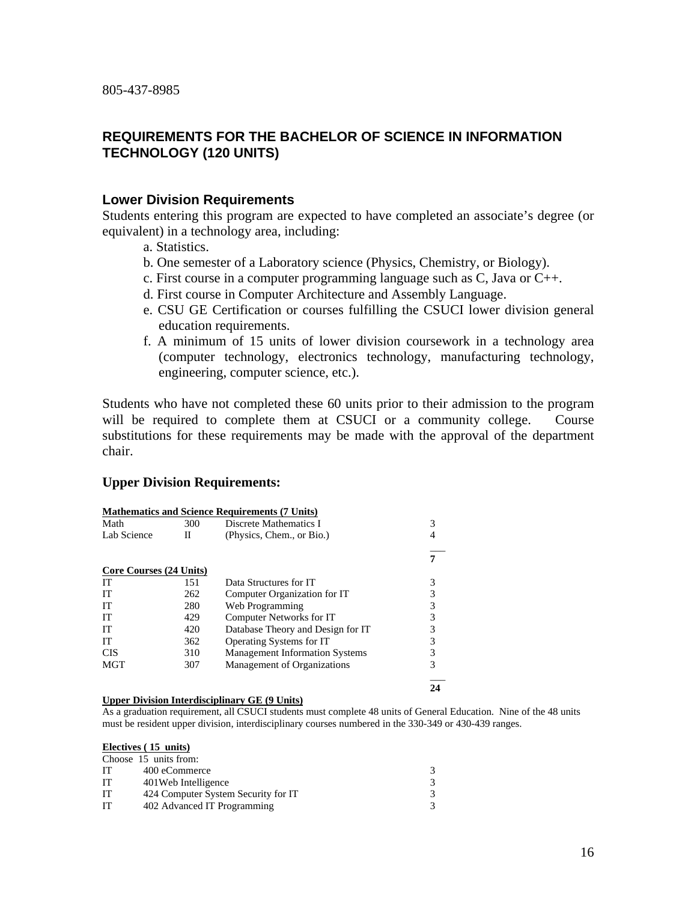805-437-8985

## REQUIREMENTS FOR THE BACHELOR OF SCIENCE IN INFORMATION TECHNOLOGY (120 UNITS)

### Lower Division Requirements

Students entering this program are expected to have completed an associate's degree (or equivalent) in a technology area, including:

a. Statistics.
b. One semester of a Laboratory science (Physics, Chemistry, or Biology).
c. First course in a computer programming language such as C, Java or C++.
d. First course in Computer Architecture and Assembly Language.
e. CSU GE Certification or courses fulfilling the CSUCI lower division general education requirements.
f. A minimum of 15 units of lower division coursework in a technology area (computer technology, electronics technology, manufacturing technology, engineering, computer science, etc.).

Students who have not completed these 60 units prior to their admission to the program will be required to complete them at CSUCI or a community college. Course substitutions for these requirements may be made with the approval of the department chair.

### Upper Division Requirements:

**Mathematics and Science Requirements (7 Units)**

| | | | |
|---|---|---|---|
| Math | 300 | Discrete Mathematics I | 3 |
| Lab Science | II | (Physics, Chem., or Bio.) | 4 |
| | | | **7** |

**Core Courses (24 Units)**

| | | | |
|---|---|---|---|
| IT | 151 | Data Structures for IT | 3 |
| IT | 262 | Computer Organization for IT | 3 |
| IT | 280 | Web Programming | 3 |
| IT | 429 | Computer Networks for IT | 3 |
| IT | 420 | Database Theory and Design for IT | 3 |
| IT | 362 | Operating Systems for IT | 3 |
| CIS | 310 | Management Information Systems | 3 |
| MGT | 307 | Management of Organizations | 3 |
| | | | **24** |

**Upper Division Interdisciplinary GE (9 Units)**

As a graduation requirement, all CSUCI students must complete 48 units of General Education. Nine of the 48 units must be resident upper division, interdisciplinary courses numbered in the 330-349 or 430-439 ranges.

**Electives ( 15 units)**

Choose 15 units from:

| | | |
|---|---|---|
| IT | 400 eCommerce | 3 |
| IT | 401Web Intelligence | 3 |
| IT | 424 Computer System Security for IT | 3 |
| IT | 402 Advanced IT Programming | 3 |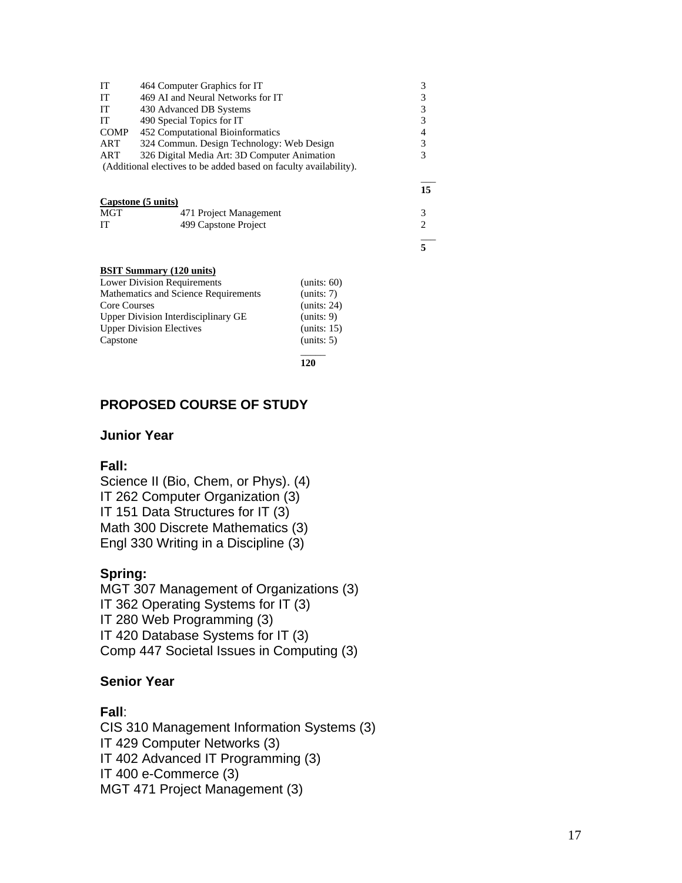| | | |
|---|---|---|
| IT | 464 Computer Graphics for IT | 3 |
| IT | 469 AI and Neural Networks for IT | 3 |
| IT | 430 Advanced DB Systems | 3 |
| IT | 490 Special Topics for IT | 3 |
| COMP | 452 Computational Bioinformatics | 4 |
| ART | 324 Commun. Design Technology: Web Design | 3 |
| ART | 326 Digital Media Art: 3D Computer Animation | 3 |

(Additional electives to be added based on faculty availability).

**15**

**Capstone (5 units)**

| | | |
|---|---|---|
| MGT | 471 Project Management | 3 |
| IT | 499 Capstone Project | 2 |

**5**

**BSIT Summary (120 units)**

| | |
|---|---|
| Lower Division Requirements | (units: 60) |
| Mathematics and Science Requirements | (units: 7) |
| Core Courses | (units: 24) |
| Upper Division Interdisciplinary GE | (units: 9) |
| Upper Division Electives | (units: 15) |
| Capstone | (units: 5) |
| | **120** |

## PROPOSED COURSE OF STUDY

### Junior Year

**Fall:**

Science II (Bio, Chem, or Phys). (4)
IT 262 Computer Organization (3)
IT 151 Data Structures for IT (3)
Math 300 Discrete Mathematics (3)
Engl 330 Writing in a Discipline (3)

**Spring:**

MGT 307 Management of Organizations (3)
IT 362 Operating Systems for IT (3)
IT 280 Web Programming (3)
IT 420 Database Systems for IT (3)
Comp 447 Societal Issues in Computing (3)

### Senior Year

**Fall**:

CIS 310 Management Information Systems (3)
IT 429 Computer Networks (3)
IT 402 Advanced IT Programming (3)
IT 400 e-Commerce (3)
MGT 471 Project Management (3)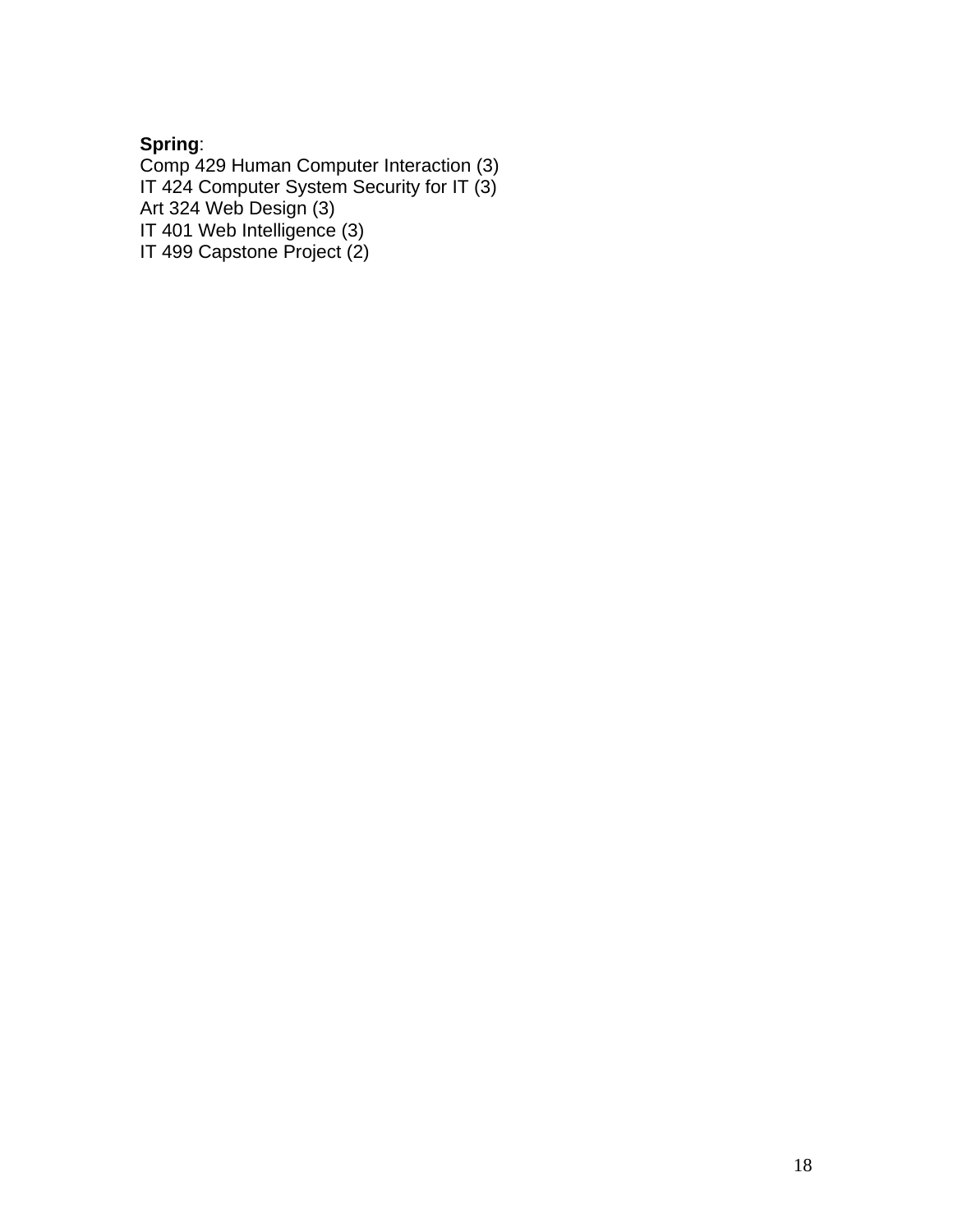**Spring**:
Comp 429 Human Computer Interaction (3)
IT 424 Computer System Security for IT (3)
Art 324 Web Design (3)
IT 401 Web Intelligence (3)
IT 499 Capstone Project (2)